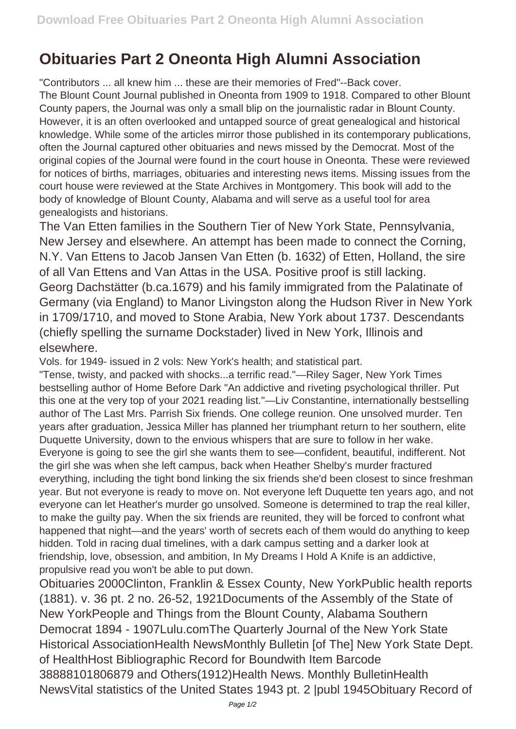# Obituaries Part 2 Oneonta High Alumni Association

"Contributors ... all knew him ... these are their memories of Fred"--Back cover.

The Blount Count Journal published in Oneonta from 1909 to 1918. Compared to other Blount County papers, the Journal was only a small blip on the journalistic radar in Blount County. However, it is an often overlooked and untapped source of great genealogical and historical knowledge. While some of the articles mirror those published in its contemporary publications, often the Journal captured other obituaries and news missed by the Democrat. Most of the original copies of the Journal were found in the court house in Oneonta. These were reviewed for notices of births, marriages, obituaries and interesting news items. Missing issues from the court house were reviewed at the State Archives in Montgomery. This book will add to the body of knowledge of Blount County, Alabama and will serve as a useful tool for area genealogists and historians.

The Van Etten families in the Southern Tier of New York State, Pennsylvania, New Jersey and elsewhere. An attempt has been made to connect the Corning, N.Y. Van Ettens to Jacob Jansen Van Etten (b. 1632) of Etten, Holland, the sire of all Van Ettens and Van Attas in the USA. Positive proof is still lacking.

Georg Dachstätter (b.ca.1679) and his family immigrated from the Palatinate of Germany (via England) to Manor Livingston along the Hudson River in New York in 1709/1710, and moved to Stone Arabia, New York about 1737. Descendants (chiefly spelling the surname Dockstader) lived in New York, Illinois and elsewhere.

Vols. for 1949- issued in 2 vols: New York's health; and statistical part.

"Tense, twisty, and packed with shocks...a terrific read."—Riley Sager, New York Times bestselling author of Home Before Dark "An addictive and riveting psychological thriller. Put this one at the very top of your 2021 reading list."—Liv Constantine, internationally bestselling author of The Last Mrs. Parrish Six friends. One college reunion. One unsolved murder. Ten years after graduation, Jessica Miller has planned her triumphant return to her southern, elite Duquette University, down to the envious whispers that are sure to follow in her wake. Everyone is going to see the girl she wants them to see—confident, beautiful, indifferent. Not the girl she was when she left campus, back when Heather Shelby's murder fractured everything, including the tight bond linking the six friends she'd been closest to since freshman year. But not everyone is ready to move on. Not everyone left Duquette ten years ago, and not everyone can let Heather's murder go unsolved. Someone is determined to trap the real killer, to make the guilty pay. When the six friends are reunited, they will be forced to confront what happened that night—and the years' worth of secrets each of them would do anything to keep hidden. Told in racing dual timelines, with a dark campus setting and a darker look at friendship, love, obsession, and ambition, In My Dreams I Hold A Knife is an addictive, propulsive read you won't be able to put down.

Obituaries 2000Clinton, Franklin & Essex County, New YorkPublic health reports (1881). v. 36 pt. 2 no. 26-52, 1921Documents of the Assembly of the State of New YorkPeople and Things from the Blount County, Alabama Southern Democrat 1894 - 1907Lulu.comThe Quarterly Journal of the New York State Historical AssociationHealth NewsMonthly Bulletin [of The] New York State Dept. of HealthHost Bibliographic Record for Boundwith Item Barcode 38888101806879 and Others(1912)Health News. Monthly BulletinHealth NewsVital statistics of the United States 1943 pt. 2 |publ 1945Obituary Record of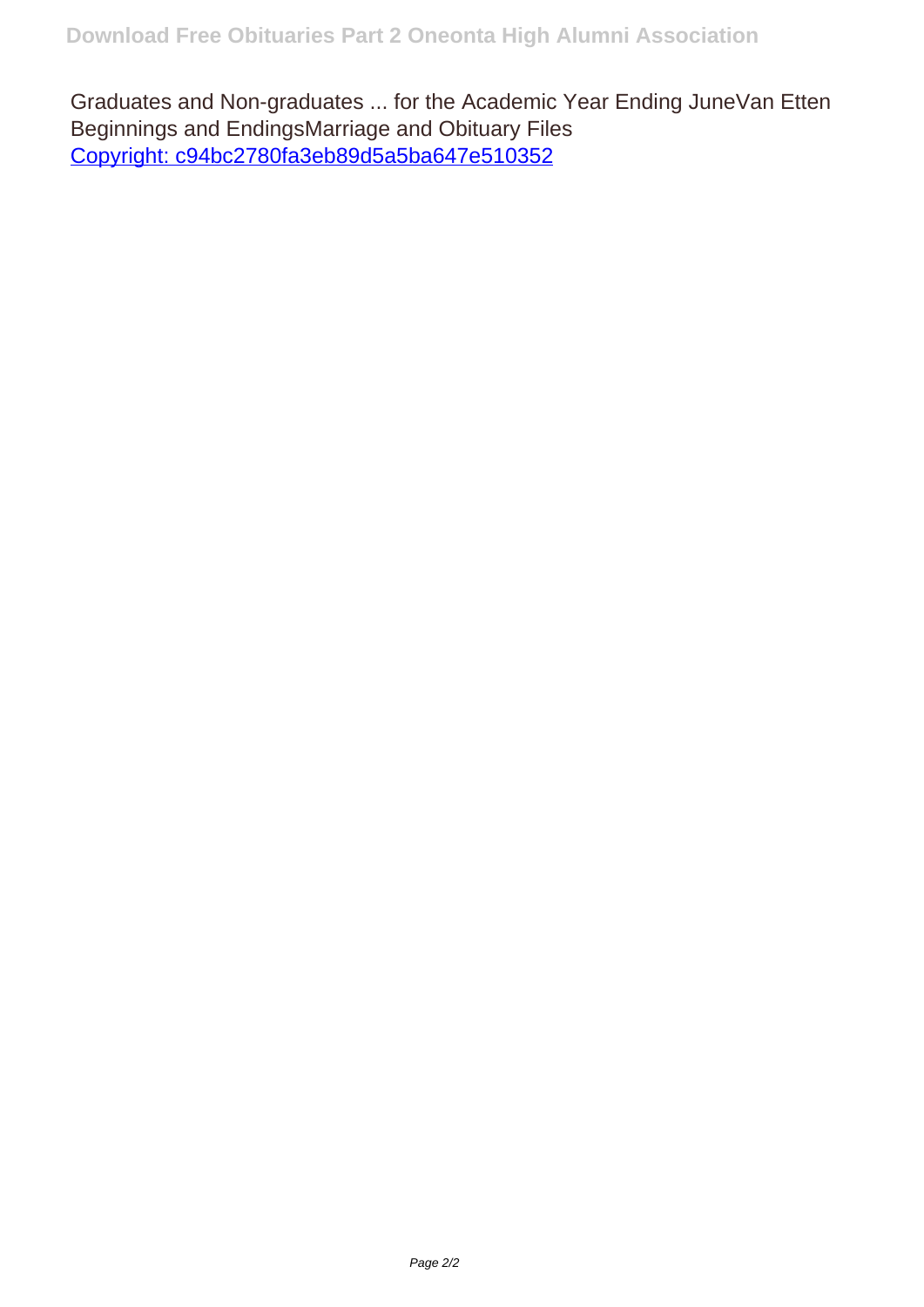Graduates and Non-graduates ... for the Academic Year Ending JuneVan Etten Beginnings and EndingsMarriage and Obituary Files
Copyright: c94bc2780fa3eb89d5a5ba647e510352